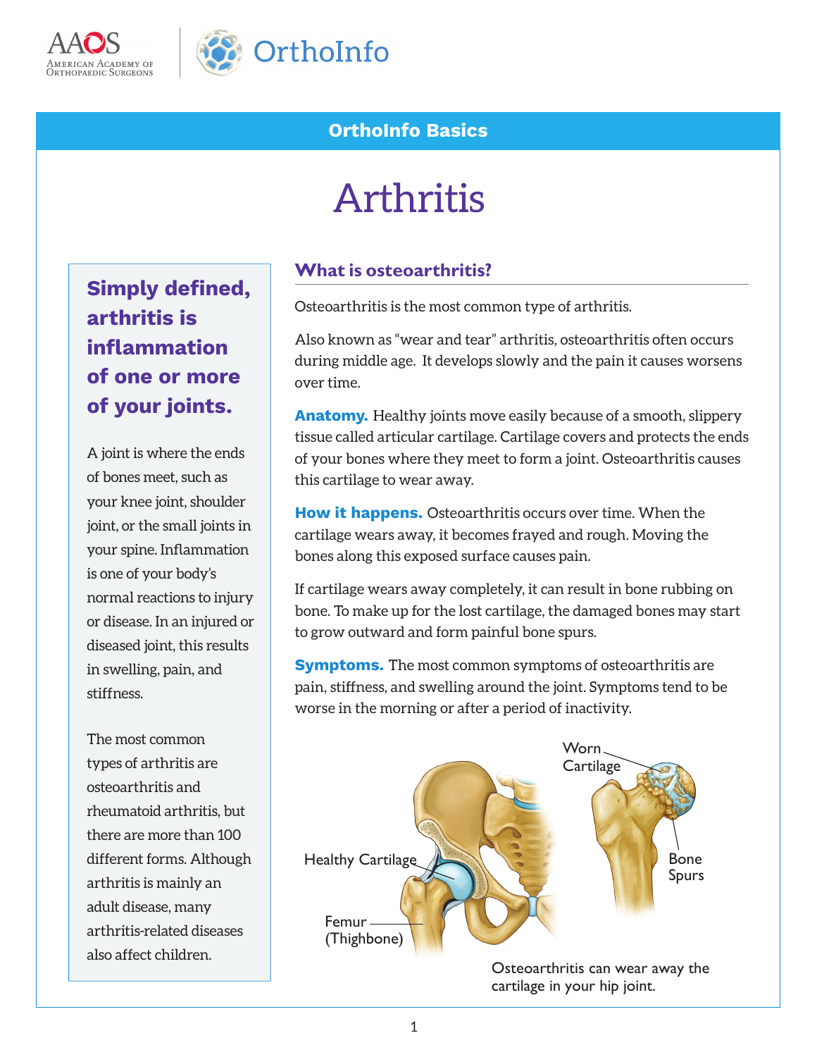OrthoInfo Basics

# Arthritis

**Simply defined, arthritis is inflammation of one or more of your joints.**

A joint is where the ends of bones meet, such as your knee joint, shoulder joint, or the small joints in your spine. Inflammation is one of your body's normal reactions to injury or disease. In an injured or diseased joint, this results in swelling, pain, and stiffness.

The most common types of arthritis are osteoarthritis and rheumatoid arthritis, but there are more than 100 different forms. Although arthritis is mainly an adult disease, many arthritis-related diseases also affect children.

## What is osteoarthritis?

Osteoarthritis is the most common type of arthritis.

Also known as "wear and tear" arthritis, osteoarthritis often occurs during middle age. It develops slowly and the pain it causes worsens over time.

**Anatomy.** Healthy joints move easily because of a smooth, slippery tissue called articular cartilage. Cartilage covers and protects the ends of your bones where they meet to form a joint. Osteoarthritis causes this cartilage to wear away.

**How it happens.** Osteoarthritis occurs over time. When the cartilage wears away, it becomes frayed and rough. Moving the bones along this exposed surface causes pain.

If cartilage wears away completely, it can result in bone rubbing on bone. To make up for the lost cartilage, the damaged bones may start to grow outward and form painful bone spurs.

**Symptoms.** The most common symptoms of osteoarthritis are pain, stiffness, and swelling around the joint. Symptoms tend to be worse in the morning or after a period of inactivity.

Healthy Cartilage

Femur (Thighbone)

Worn Cartilage

Bone Spurs

Osteoarthritis can wear away the cartilage in your hip joint.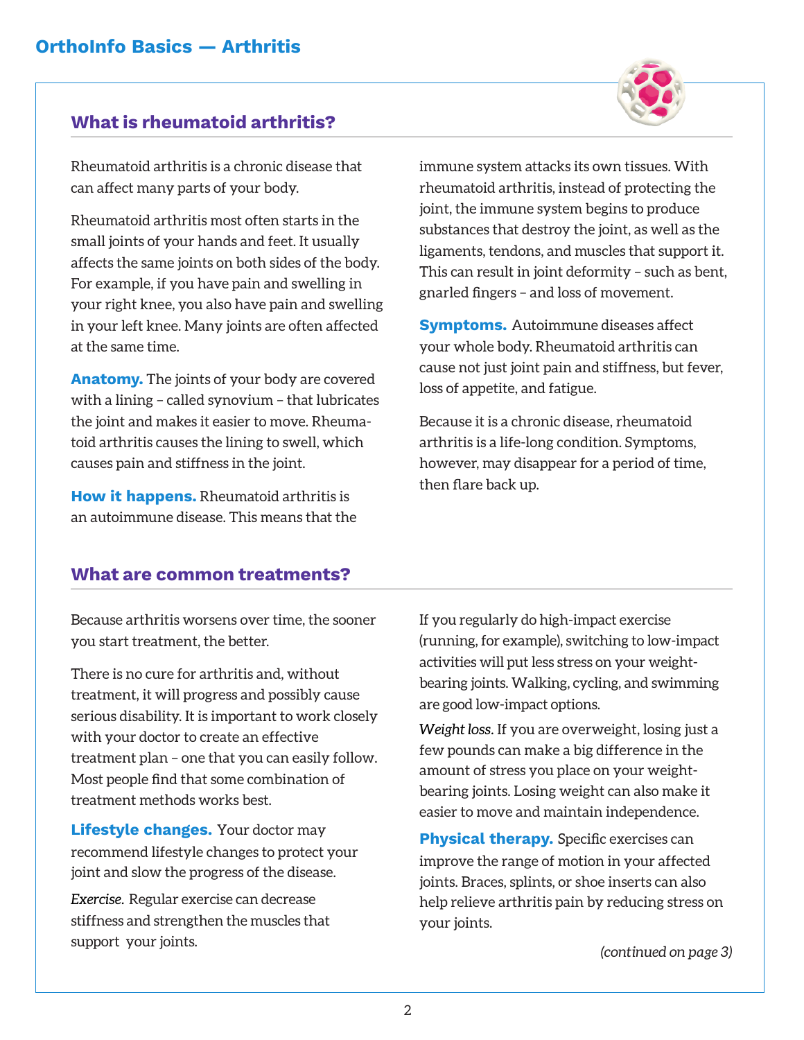## What is rheumatoid arthritis?

Rheumatoid arthritis is a chronic disease that can affect many parts of your body.

Rheumatoid arthritis most often starts in the small joints of your hands and feet. It usually affects the same joints on both sides of the body. For example, if you have pain and swelling in your right knee, you also have pain and swelling in your left knee. Many joints are often affected at the same time.

**Anatomy.** The joints of your body are covered with a lining – called synovium – that lubricates the joint and makes it easier to move. Rheumatoid arthritis causes the lining to swell, which causes pain and stiffness in the joint.

**How it happens.** Rheumatoid arthritis is an autoimmune disease. This means that the immune system attacks its own tissues. With rheumatoid arthritis, instead of protecting the joint, the immune system begins to produce substances that destroy the joint, as well as the ligaments, tendons, and muscles that support it. This can result in joint deformity – such as bent, gnarled fingers – and loss of movement.

**Symptoms.** Autoimmune diseases affect your whole body. Rheumatoid arthritis can cause not just joint pain and stiffness, but fever, loss of appetite, and fatigue.

Because it is a chronic disease, rheumatoid arthritis is a life-long condition. Symptoms, however, may disappear for a period of time, then flare back up.

## What are common treatments?

Because arthritis worsens over time, the sooner you start treatment, the better.

There is no cure for arthritis and, without treatment, it will progress and possibly cause serious disability. It is important to work closely with your doctor to create an effective treatment plan – one that you can easily follow. Most people find that some combination of treatment methods works best.

**Lifestyle changes.** Your doctor may recommend lifestyle changes to protect your joint and slow the progress of the disease.

*Exercise.* Regular exercise can decrease stiffness and strengthen the muscles that support your joints.

If you regularly do high-impact exercise (running, for example), switching to low-impact activities will put less stress on your weight-bearing joints. Walking, cycling, and swimming are good low-impact options.

*Weight loss.* If you are overweight, losing just a few pounds can make a big difference in the amount of stress you place on your weight-bearing joints. Losing weight can also make it easier to move and maintain independence.

**Physical therapy.** Specific exercises can improve the range of motion in your affected joints. Braces, splints, or shoe inserts can also help relieve arthritis pain by reducing stress on your joints.

*(continued on page 3)*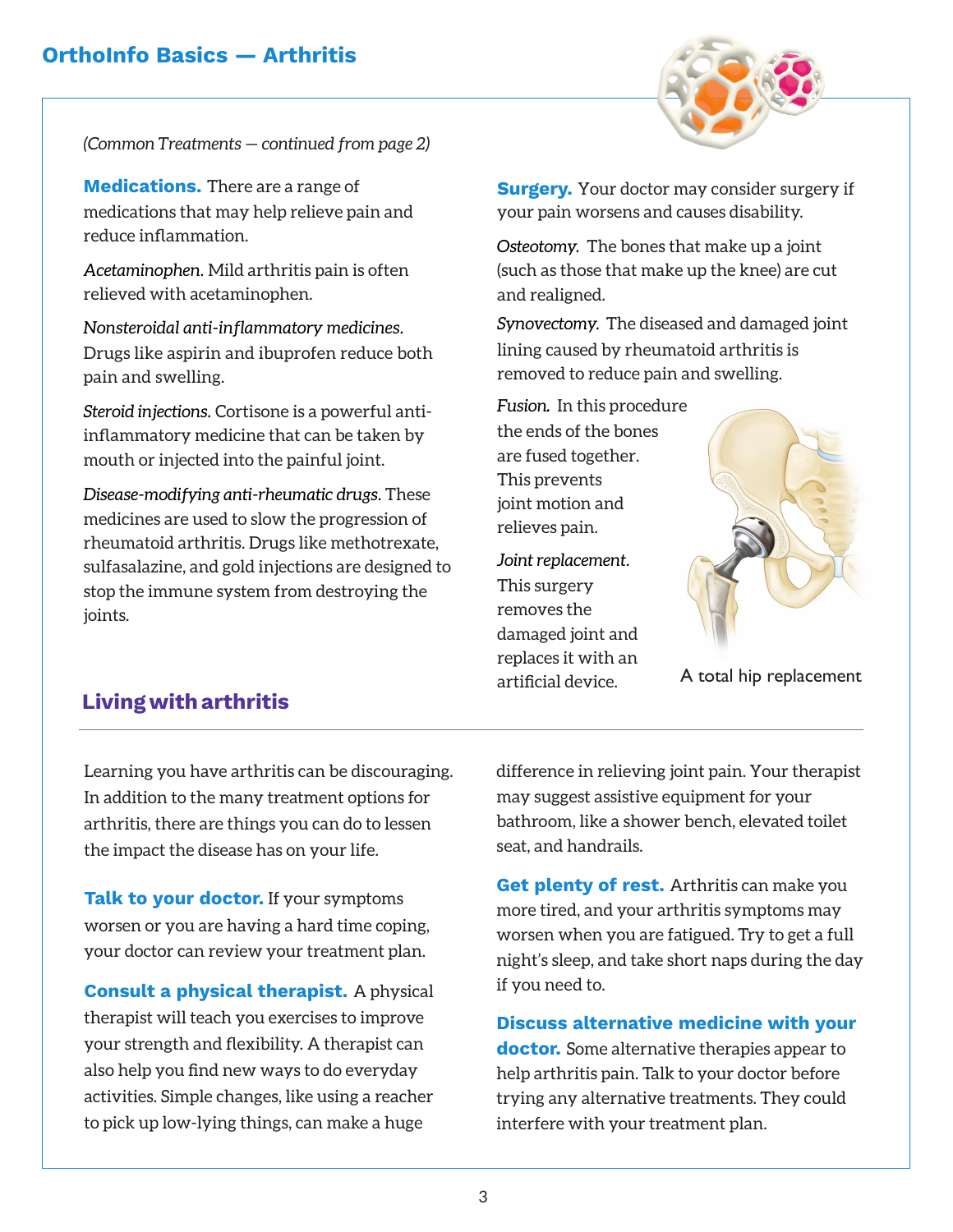*(Common Treatments — continued from page 2)*

**Medications.** There are a range of medications that may help relieve pain and reduce inflammation.

*Acetaminophen.* Mild arthritis pain is often relieved with acetaminophen.

*Nonsteroidal anti-inflammatory medicines.* Drugs like aspirin and ibuprofen reduce both pain and swelling.

*Steroid injections.* Cortisone is a powerful anti-inflammatory medicine that can be taken by mouth or injected into the painful joint.

*Disease-modifying anti-rheumatic drugs.* These medicines are used to slow the progression of rheumatoid arthritis. Drugs like methotrexate, sulfasalazine, and gold injections are designed to stop the immune system from destroying the joints.

**Surgery.** Your doctor may consider surgery if your pain worsens and causes disability.

*Osteotomy.* The bones that make up a joint (such as those that make up the knee) are cut and realigned.

*Synovectomy.* The diseased and damaged joint lining caused by rheumatoid arthritis is removed to reduce pain and swelling.

*Fusion.* In this procedure the ends of the bones are fused together. This prevents joint motion and relieves pain.

*Joint replacement.* This surgery removes the damaged joint and replaces it with an artificial device.

A total hip replacement

## Living with arthritis

Learning you have arthritis can be discouraging. In addition to the many treatment options for arthritis, there are things you can do to lessen the impact the disease has on your life.

**Talk to your doctor.** If your symptoms worsen or you are having a hard time coping, your doctor can review your treatment plan.

**Consult a physical therapist.** A physical therapist will teach you exercises to improve your strength and flexibility. A therapist can also help you find new ways to do everyday activities. Simple changes, like using a reacher to pick up low-lying things, can make a huge difference in relieving joint pain. Your therapist may suggest assistive equipment for your bathroom, like a shower bench, elevated toilet seat, and handrails.

**Get plenty of rest.** Arthritis can make you more tired, and your arthritis symptoms may worsen when you are fatigued. Try to get a full night's sleep, and take short naps during the day if you need to.

**Discuss alternative medicine with your doctor.** Some alternative therapies appear to help arthritis pain. Talk to your doctor before trying any alternative treatments. They could interfere with your treatment plan.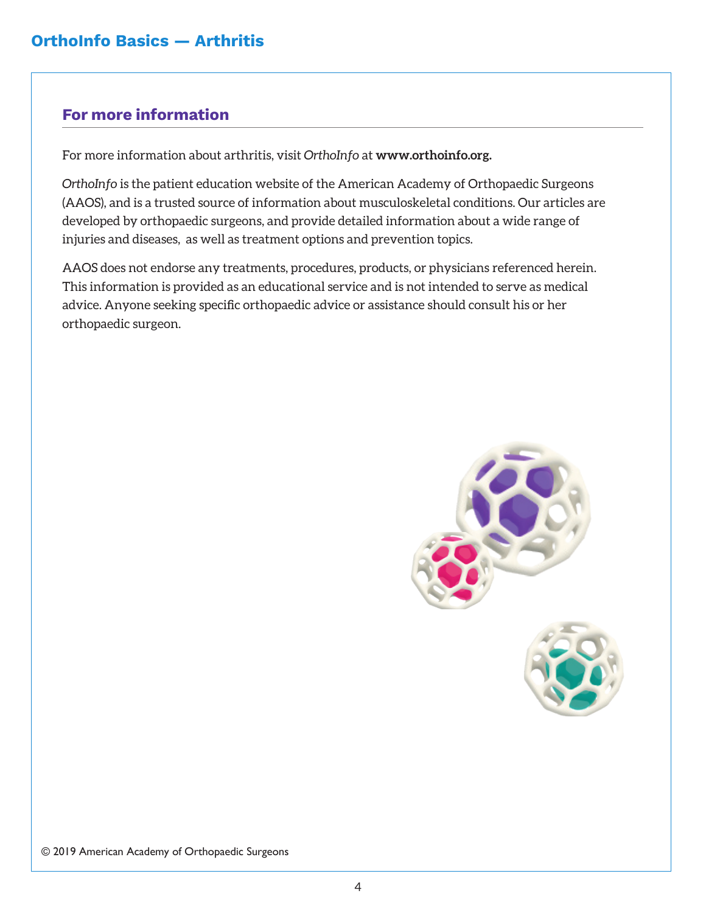## For more information

For more information about arthritis, visit *OrthoInfo* at **www.orthoinfo.org.**

*OrthoInfo* is the patient education website of the American Academy of Orthopaedic Surgeons (AAOS), and is a trusted source of information about musculoskeletal conditions. Our articles are developed by orthopaedic surgeons, and provide detailed information about a wide range of injuries and diseases, as well as treatment options and prevention topics.

AAOS does not endorse any treatments, procedures, products, or physicians referenced herein. This information is provided as an educational service and is not intended to serve as medical advice. Anyone seeking specific orthopaedic advice or assistance should consult his or her orthopaedic surgeon.

© 2019 American Academy of Orthopaedic Surgeons